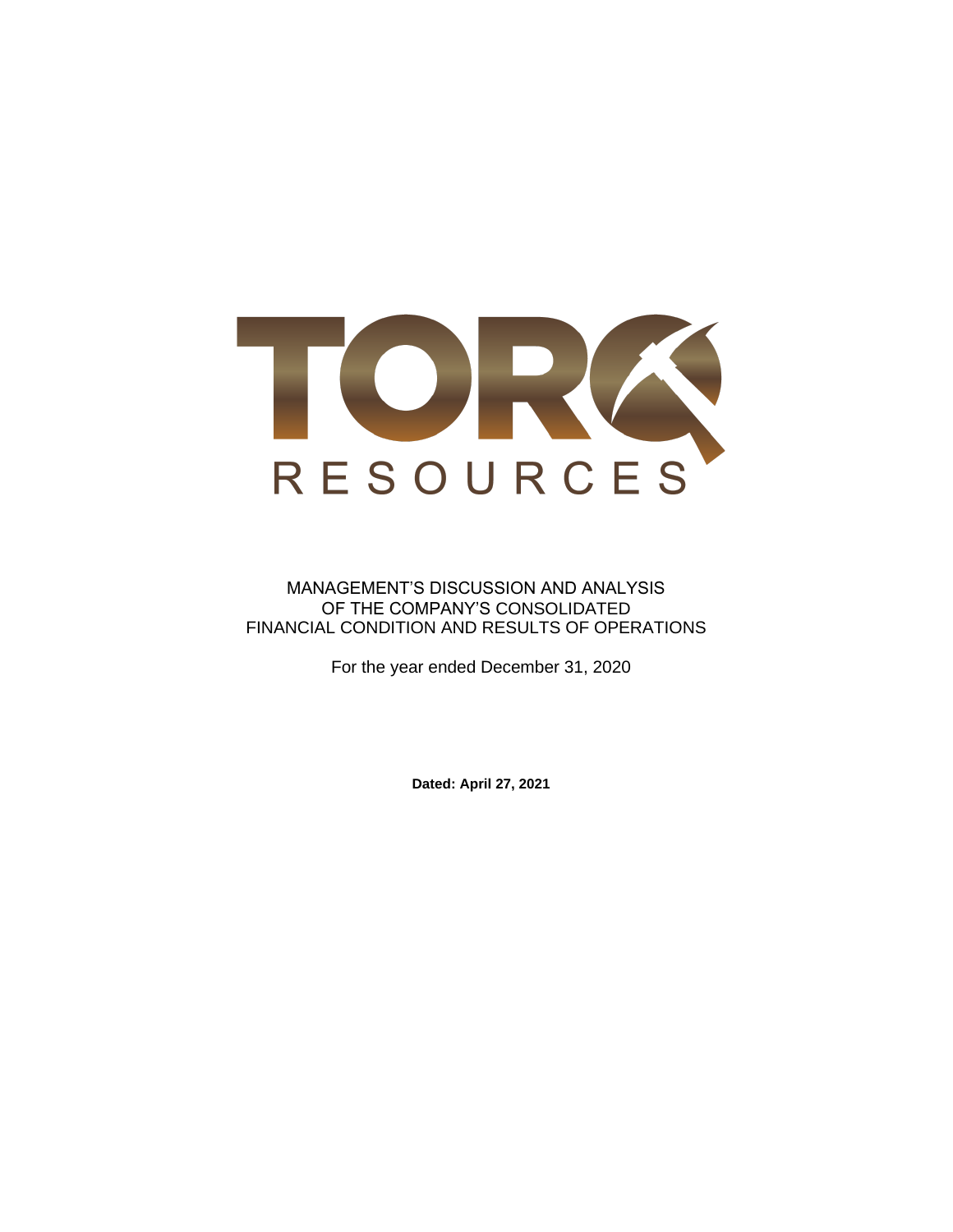# TORQ RESOURCES

MANAGEMENT'S DISCUSSION AND ANALYSIS
OF THE COMPANY'S CONSOLIDATED
FINANCIAL CONDITION AND RESULTS OF OPERATIONS

For the year ended December 31, 2020

**Dated: April 27, 2021**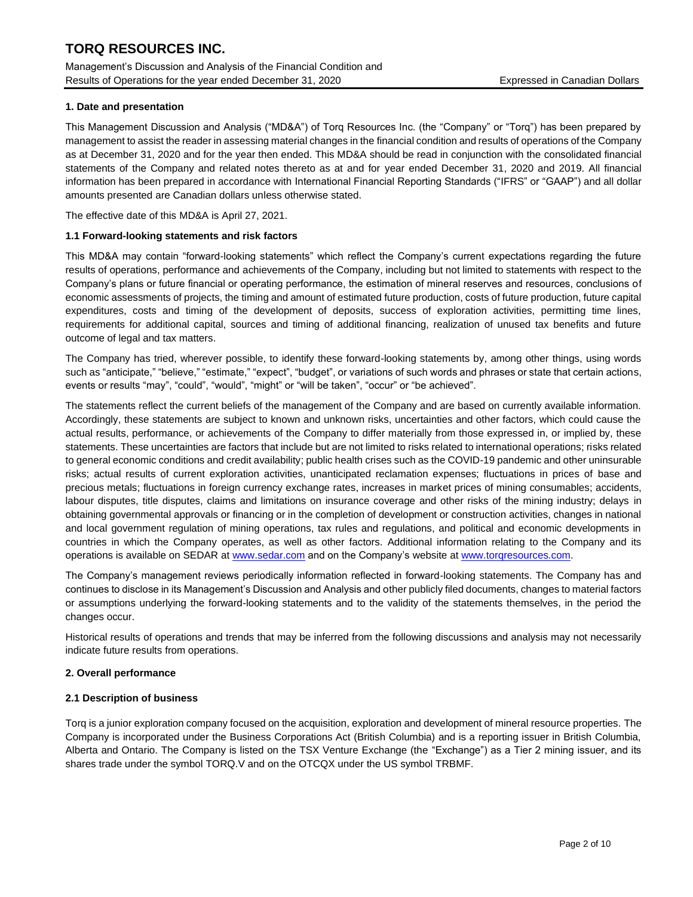### 1. Date and presentation

This Management Discussion and Analysis ("MD&A") of Torq Resources Inc. (the "Company" or "Torq") has been prepared by management to assist the reader in assessing material changes in the financial condition and results of operations of the Company as at December 31, 2020 and for the year then ended. This MD&A should be read in conjunction with the consolidated financial statements of the Company and related notes thereto as at and for year ended December 31, 2020 and 2019. All financial information has been prepared in accordance with International Financial Reporting Standards ("IFRS" or "GAAP") and all dollar amounts presented are Canadian dollars unless otherwise stated.

The effective date of this MD&A is April 27, 2021.

### 1.1 Forward-looking statements and risk factors

This MD&A may contain "forward-looking statements" which reflect the Company's current expectations regarding the future results of operations, performance and achievements of the Company, including but not limited to statements with respect to the Company's plans or future financial or operating performance, the estimation of mineral reserves and resources, conclusions of economic assessments of projects, the timing and amount of estimated future production, costs of future production, future capital expenditures, costs and timing of the development of deposits, success of exploration activities, permitting time lines, requirements for additional capital, sources and timing of additional financing, realization of unused tax benefits and future outcome of legal and tax matters.

The Company has tried, wherever possible, to identify these forward-looking statements by, among other things, using words such as "anticipate," "believe," "estimate," "expect", "budget", or variations of such words and phrases or state that certain actions, events or results "may", "could", "would", "might" or "will be taken", "occur" or "be achieved".

The statements reflect the current beliefs of the management of the Company and are based on currently available information. Accordingly, these statements are subject to known and unknown risks, uncertainties and other factors, which could cause the actual results, performance, or achievements of the Company to differ materially from those expressed in, or implied by, these statements. These uncertainties are factors that include but are not limited to risks related to international operations; risks related to general economic conditions and credit availability; public health crises such as the COVID-19 pandemic and other uninsurable risks; actual results of current exploration activities, unanticipated reclamation expenses; fluctuations in prices of base and precious metals; fluctuations in foreign currency exchange rates, increases in market prices of mining consumables; accidents, labour disputes, title disputes, claims and limitations on insurance coverage and other risks of the mining industry; delays in obtaining governmental approvals or financing or in the completion of development or construction activities, changes in national and local government regulation of mining operations, tax rules and regulations, and political and economic developments in countries in which the Company operates, as well as other factors. Additional information relating to the Company and its operations is available on SEDAR at www.sedar.com and on the Company's website at www.torqresources.com.

The Company's management reviews periodically information reflected in forward-looking statements. The Company has and continues to disclose in its Management's Discussion and Analysis and other publicly filed documents, changes to material factors or assumptions underlying the forward-looking statements and to the validity of the statements themselves, in the period the changes occur.

Historical results of operations and trends that may be inferred from the following discussions and analysis may not necessarily indicate future results from operations.

### 2. Overall performance

### 2.1 Description of business

Torq is a junior exploration company focused on the acquisition, exploration and development of mineral resource properties. The Company is incorporated under the Business Corporations Act (British Columbia) and is a reporting issuer in British Columbia, Alberta and Ontario. The Company is listed on the TSX Venture Exchange (the "Exchange") as a Tier 2 mining issuer, and its shares trade under the symbol TORQ.V and on the OTCQX under the US symbol TRBMF.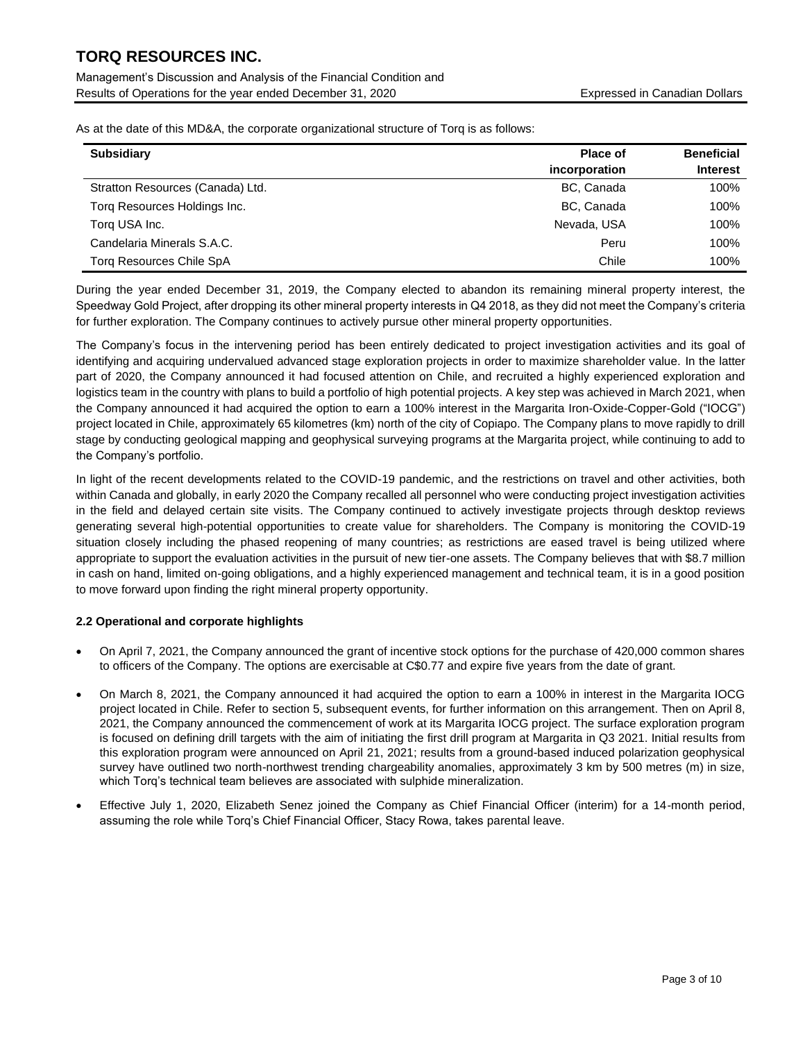As at the date of this MD&A, the corporate organizational structure of Torq is as follows:

| Subsidiary | Place of incorporation | Beneficial Interest |
|---|---|---|
| Stratton Resources (Canada) Ltd. | BC, Canada | 100% |
| Torq Resources Holdings Inc. | BC, Canada | 100% |
| Torq USA Inc. | Nevada, USA | 100% |
| Candelaria Minerals S.A.C. | Peru | 100% |
| Torq Resources Chile SpA | Chile | 100% |

During the year ended December 31, 2019, the Company elected to abandon its remaining mineral property interest, the Speedway Gold Project, after dropping its other mineral property interests in Q4 2018, as they did not meet the Company's criteria for further exploration. The Company continues to actively pursue other mineral property opportunities.

The Company's focus in the intervening period has been entirely dedicated to project investigation activities and its goal of identifying and acquiring undervalued advanced stage exploration projects in order to maximize shareholder value. In the latter part of 2020, the Company announced it had focused attention on Chile, and recruited a highly experienced exploration and logistics team in the country with plans to build a portfolio of high potential projects. A key step was achieved in March 2021, when the Company announced it had acquired the option to earn a 100% interest in the Margarita Iron-Oxide-Copper-Gold ("IOCG") project located in Chile, approximately 65 kilometres (km) north of the city of Copiapo. The Company plans to move rapidly to drill stage by conducting geological mapping and geophysical surveying programs at the Margarita project, while continuing to add to the Company's portfolio.

In light of the recent developments related to the COVID-19 pandemic, and the restrictions on travel and other activities, both within Canada and globally, in early 2020 the Company recalled all personnel who were conducting project investigation activities in the field and delayed certain site visits. The Company continued to actively investigate projects through desktop reviews generating several high-potential opportunities to create value for shareholders. The Company is monitoring the COVID-19 situation closely including the phased reopening of many countries; as restrictions are eased travel is being utilized where appropriate to support the evaluation activities in the pursuit of new tier-one assets. The Company believes that with $8.7 million in cash on hand, limited on-going obligations, and a highly experienced management and technical team, it is in a good position to move forward upon finding the right mineral property opportunity.

**2.2 Operational and corporate highlights**

- On April 7, 2021, the Company announced the grant of incentive stock options for the purchase of 420,000 common shares to officers of the Company. The options are exercisable at C$0.77 and expire five years from the date of grant.
- On March 8, 2021, the Company announced it had acquired the option to earn a 100% in interest in the Margarita IOCG project located in Chile. Refer to section 5, subsequent events, for further information on this arrangement. Then on April 8, 2021, the Company announced the commencement of work at its Margarita IOCG project. The surface exploration program is focused on defining drill targets with the aim of initiating the first drill program at Margarita in Q3 2021. Initial results from this exploration program were announced on April 21, 2021; results from a ground-based induced polarization geophysical survey have outlined two north-northwest trending chargeability anomalies, approximately 3 km by 500 metres (m) in size, which Torq's technical team believes are associated with sulphide mineralization.
- Effective July 1, 2020, Elizabeth Senez joined the Company as Chief Financial Officer (interim) for a 14-month period, assuming the role while Torq's Chief Financial Officer, Stacy Rowa, takes parental leave.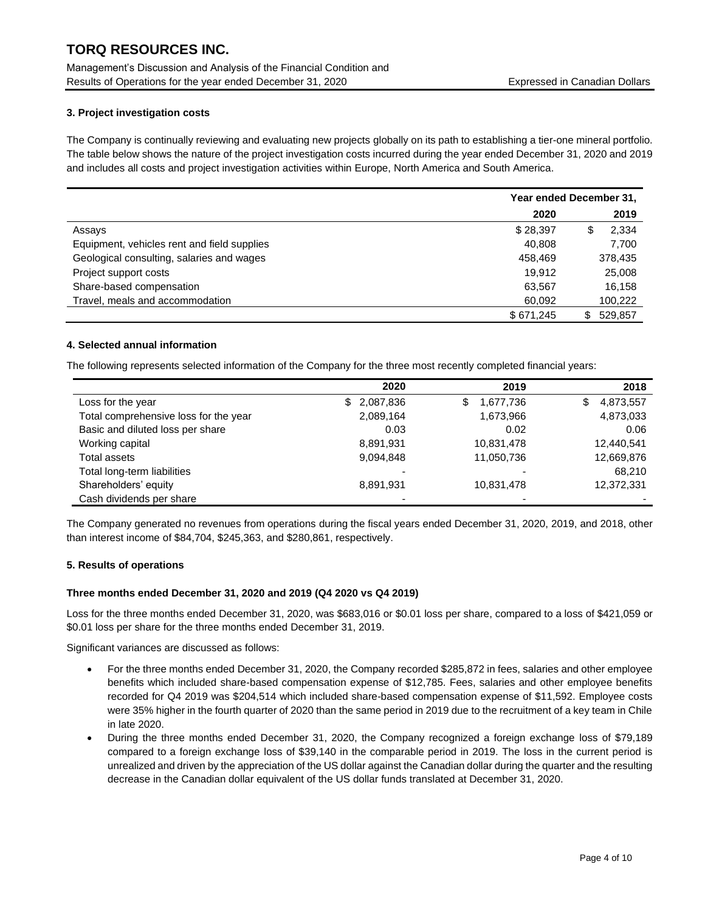### 3. Project investigation costs

The Company is continually reviewing and evaluating new projects globally on its path to establishing a tier-one mineral portfolio. The table below shows the nature of the project investigation costs incurred during the year ended December 31, 2020 and 2019 and includes all costs and project investigation activities within Europe, North America and South America.

| | Year ended December 31, | |
|---|---|---|
| | 2020 | 2019 |
| Assays | $ 28,397 | $ 2,334 |
| Equipment, vehicles rent and field supplies | 40,808 | 7,700 |
| Geological consulting, salaries and wages | 458,469 | 378,435 |
| Project support costs | 19,912 | 25,008 |
| Share-based compensation | 63,567 | 16,158 |
| Travel, meals and accommodation | 60,092 | 100,222 |
| | $ 671,245 | $ 529,857 |

### 4. Selected annual information

The following represents selected information of the Company for the three most recently completed financial years:

| | 2020 | 2019 | 2018 |
|---|---|---|---|
| Loss for the year | $ 2,087,836 | $ 1,677,736 | $ 4,873,557 |
| Total comprehensive loss for the year | 2,089,164 | 1,673,966 | 4,873,033 |
| Basic and diluted loss per share | 0.03 | 0.02 | 0.06 |
| Working capital | 8,891,931 | 10,831,478 | 12,440,541 |
| Total assets | 9,094,848 | 11,050,736 | 12,669,876 |
| Total long-term liabilities | - | - | 68,210 |
| Shareholders' equity | 8,891,931 | 10,831,478 | 12,372,331 |
| Cash dividends per share | - | - | - |

The Company generated no revenues from operations during the fiscal years ended December 31, 2020, 2019, and 2018, other than interest income of $84,704, $245,363, and $280,861, respectively.

### 5. Results of operations

#### Three months ended December 31, 2020 and 2019 (Q4 2020 vs Q4 2019)

Loss for the three months ended December 31, 2020, was $683,016 or $0.01 loss per share, compared to a loss of $421,059 or $0.01 loss per share for the three months ended December 31, 2019.

Significant variances are discussed as follows:

- For the three months ended December 31, 2020, the Company recorded $285,872 in fees, salaries and other employee benefits which included share-based compensation expense of $12,785. Fees, salaries and other employee benefits recorded for Q4 2019 was $204,514 which included share-based compensation expense of $11,592. Employee costs were 35% higher in the fourth quarter of 2020 than the same period in 2019 due to the recruitment of a key team in Chile in late 2020.
- During the three months ended December 31, 2020, the Company recognized a foreign exchange loss of $79,189 compared to a foreign exchange loss of $39,140 in the comparable period in 2019. The loss in the current period is unrealized and driven by the appreciation of the US dollar against the Canadian dollar during the quarter and the resulting decrease in the Canadian dollar equivalent of the US dollar funds translated at December 31, 2020.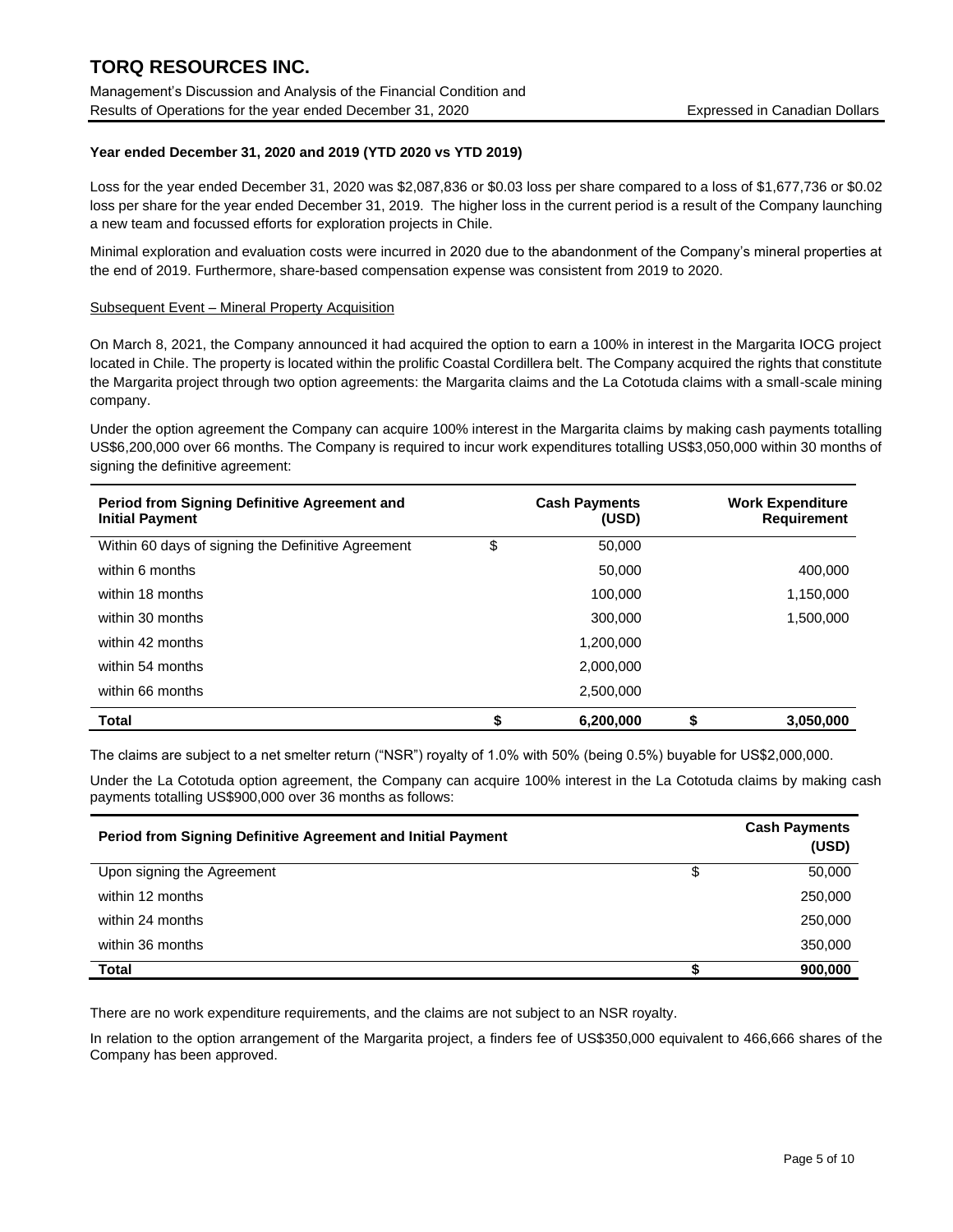**Year ended December 31, 2020 and 2019 (YTD 2020 vs YTD 2019)**

Loss for the year ended December 31, 2020 was $2,087,836 or $0.03 loss per share compared to a loss of $1,677,736 or $0.02 loss per share for the year ended December 31, 2019. The higher loss in the current period is a result of the Company launching a new team and focussed efforts for exploration projects in Chile.

Minimal exploration and evaluation costs were incurred in 2020 due to the abandonment of the Company's mineral properties at the end of 2019. Furthermore, share-based compensation expense was consistent from 2019 to 2020.

Subsequent Event – Mineral Property Acquisition

On March 8, 2021, the Company announced it had acquired the option to earn a 100% in interest in the Margarita IOCG project located in Chile. The property is located within the prolific Coastal Cordillera belt. The Company acquired the rights that constitute the Margarita project through two option agreements: the Margarita claims and the La Cototuda claims with a small-scale mining company.

Under the option agreement the Company can acquire 100% interest in the Margarita claims by making cash payments totalling US$6,200,000 over 66 months. The Company is required to incur work expenditures totalling US$3,050,000 within 30 months of signing the definitive agreement:

| Period from Signing Definitive Agreement and Initial Payment | Cash Payments (USD) | Work Expenditure Requirement |
|---|---|---|
| Within 60 days of signing the Definitive Agreement | $ 50,000 | |
| within 6 months | 50,000 | 400,000 |
| within 18 months | 100,000 | 1,150,000 |
| within 30 months | 300,000 | 1,500,000 |
| within 42 months | 1,200,000 | |
| within 54 months | 2,000,000 | |
| within 66 months | 2,500,000 | |
| **Total** | **$ 6,200,000** | **$ 3,050,000** |

The claims are subject to a net smelter return ("NSR") royalty of 1.0% with 50% (being 0.5%) buyable for US$2,000,000.

Under the La Cototuda option agreement, the Company can acquire 100% interest in the La Cototuda claims by making cash payments totalling US$900,000 over 36 months as follows:

| Period from Signing Definitive Agreement and Initial Payment | Cash Payments (USD) |
|---|---|
| Upon signing the Agreement | $ 50,000 |
| within 12 months | 250,000 |
| within 24 months | 250,000 |
| within 36 months | 350,000 |
| **Total** | **$ 900,000** |

There are no work expenditure requirements, and the claims are not subject to an NSR royalty.

In relation to the option arrangement of the Margarita project, a finders fee of US$350,000 equivalent to 466,666 shares of the Company has been approved.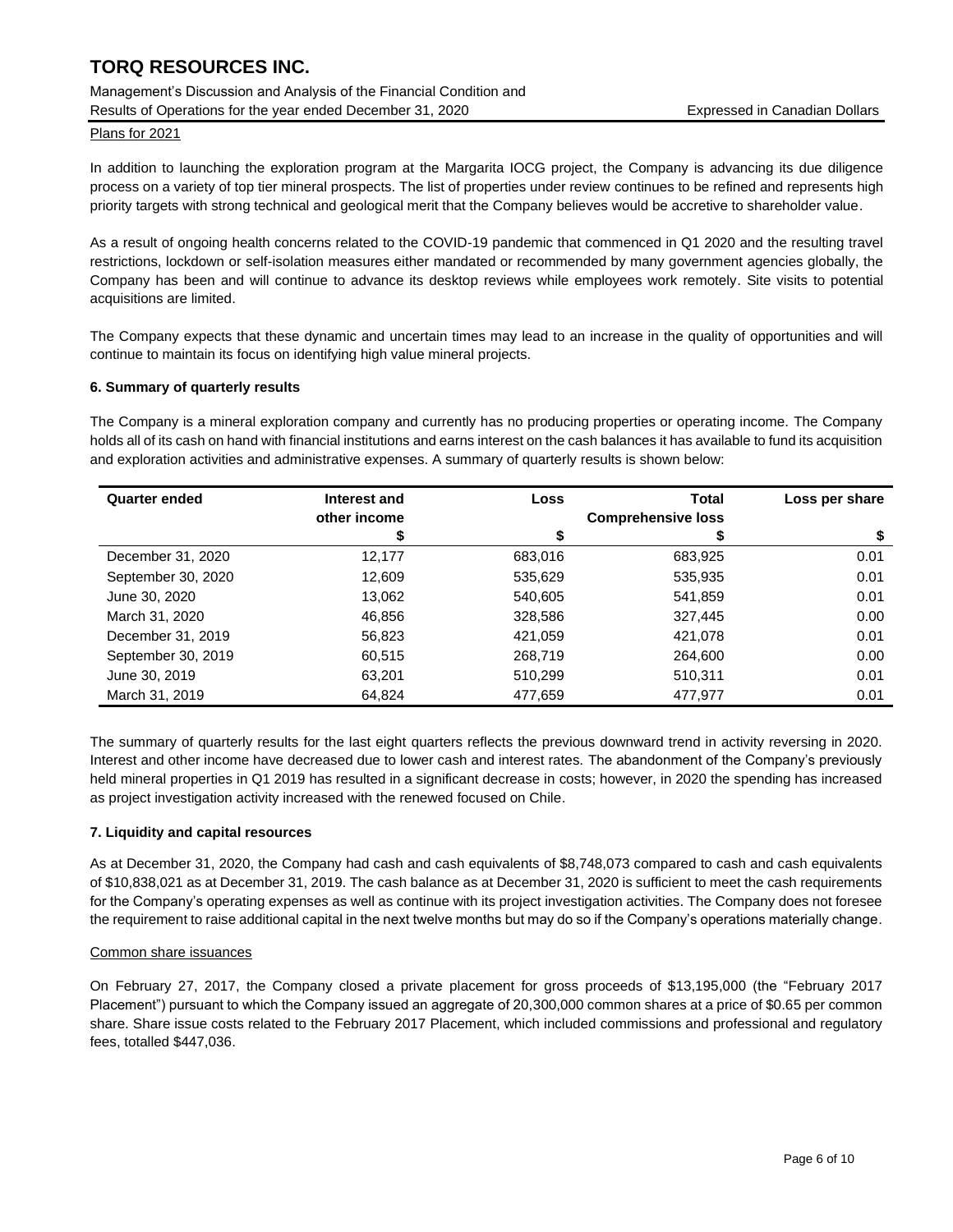Plans for 2021

In addition to launching the exploration program at the Margarita IOCG project, the Company is advancing its due diligence process on a variety of top tier mineral prospects. The list of properties under review continues to be refined and represents high priority targets with strong technical and geological merit that the Company believes would be accretive to shareholder value.

As a result of ongoing health concerns related to the COVID-19 pandemic that commenced in Q1 2020 and the resulting travel restrictions, lockdown or self-isolation measures either mandated or recommended by many government agencies globally, the Company has been and will continue to advance its desktop reviews while employees work remotely. Site visits to potential acquisitions are limited.

The Company expects that these dynamic and uncertain times may lead to an increase in the quality of opportunities and will continue to maintain its focus on identifying high value mineral projects.

## 6. Summary of quarterly results

The Company is a mineral exploration company and currently has no producing properties or operating income. The Company holds all of its cash on hand with financial institutions and earns interest on the cash balances it has available to fund its acquisition and exploration activities and administrative expenses. A summary of quarterly results is shown below:

| Quarter ended | Interest and other income | Loss | Total Comprehensive loss | Loss per share |
|---|---|---|---|---|
| | $ | $ | $ | $ |
| December 31, 2020 | 12,177 | 683,016 | 683,925 | 0.01 |
| September 30, 2020 | 12,609 | 535,629 | 535,935 | 0.01 |
| June 30, 2020 | 13,062 | 540,605 | 541,859 | 0.01 |
| March 31, 2020 | 46,856 | 328,586 | 327,445 | 0.00 |
| December 31, 2019 | 56,823 | 421,059 | 421,078 | 0.01 |
| September 30, 2019 | 60,515 | 268,719 | 264,600 | 0.00 |
| June 30, 2019 | 63,201 | 510,299 | 510,311 | 0.01 |
| March 31, 2019 | 64,824 | 477,659 | 477,977 | 0.01 |

The summary of quarterly results for the last eight quarters reflects the previous downward trend in activity reversing in 2020. Interest and other income have decreased due to lower cash and interest rates. The abandonment of the Company's previously held mineral properties in Q1 2019 has resulted in a significant decrease in costs; however, in 2020 the spending has increased as project investigation activity increased with the renewed focused on Chile.

## 7. Liquidity and capital resources

As at December 31, 2020, the Company had cash and cash equivalents of $8,748,073 compared to cash and cash equivalents of $10,838,021 as at December 31, 2019. The cash balance as at December 31, 2020 is sufficient to meet the cash requirements for the Company's operating expenses as well as continue with its project investigation activities. The Company does not foresee the requirement to raise additional capital in the next twelve months but may do so if the Company's operations materially change.

Common share issuances

On February 27, 2017, the Company closed a private placement for gross proceeds of $13,195,000 (the "February 2017 Placement") pursuant to which the Company issued an aggregate of 20,300,000 common shares at a price of $0.65 per common share. Share issue costs related to the February 2017 Placement, which included commissions and professional and regulatory fees, totalled $447,036.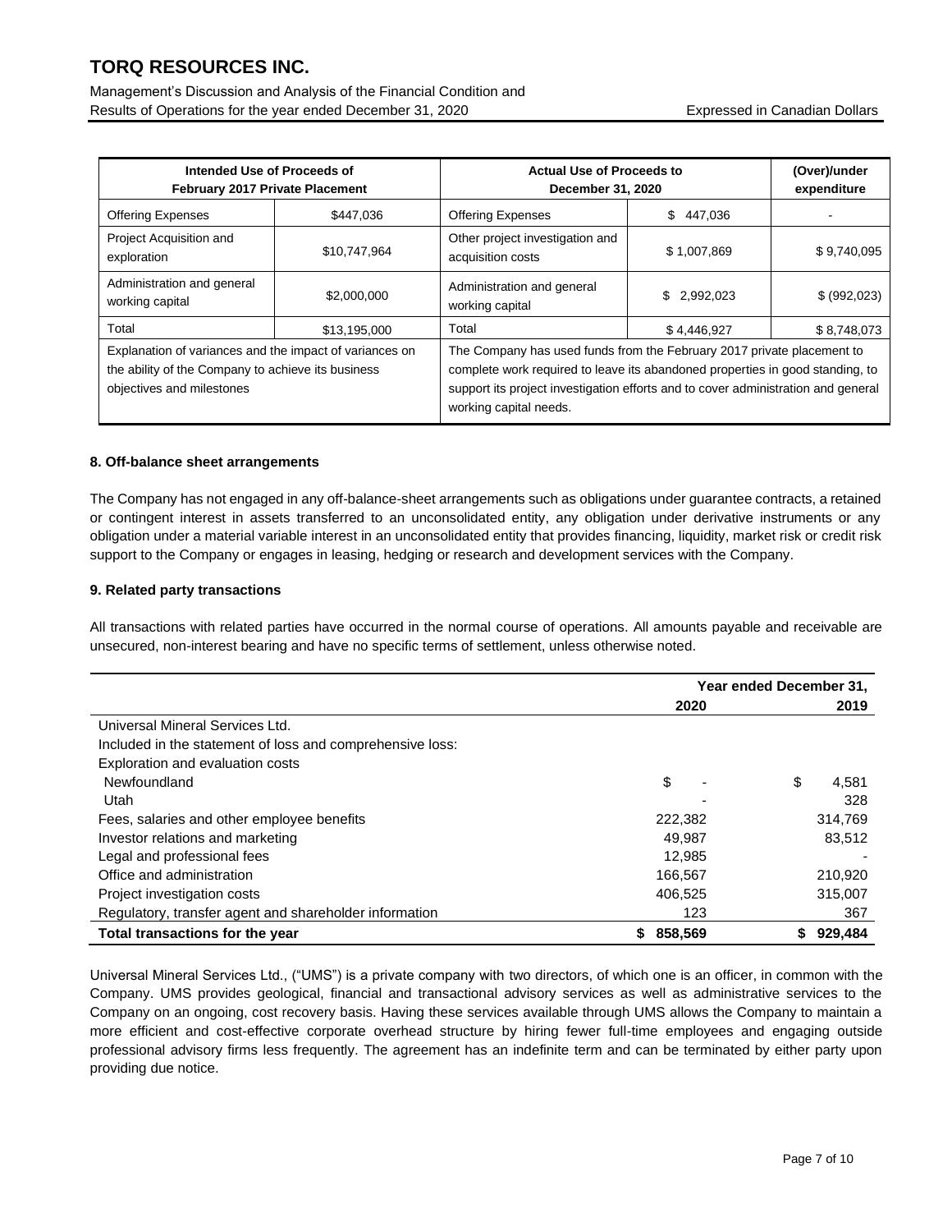| Intended Use of Proceeds of February 2017 Private Placement | | Actual Use of Proceeds to December 31, 2020 | | (Over)/under expenditure |
|---|---|---|---|---|
| Offering Expenses | $447,036 | Offering Expenses | $ 447,036 | - |
| Project Acquisition and exploration | $10,747,964 | Other project investigation and acquisition costs | $ 1,007,869 | $ 9,740,095 |
| Administration and general working capital | $2,000,000 | Administration and general working capital | $ 2,992,023 | $ (992,023) |
| Total | $13,195,000 | Total | $ 4,446,927 | $ 8,748,073 |
| Explanation of variances and the impact of variances on the ability of the Company to achieve its business objectives and milestones | | The Company has used funds from the February 2017 private placement to complete work required to leave its abandoned properties in good standing, to support its project investigation efforts and to cover administration and general working capital needs. | | |

### 8. Off-balance sheet arrangements

The Company has not engaged in any off-balance-sheet arrangements such as obligations under guarantee contracts, a retained or contingent interest in assets transferred to an unconsolidated entity, any obligation under derivative instruments or any obligation under a material variable interest in an unconsolidated entity that provides financing, liquidity, market risk or credit risk support to the Company or engages in leasing, hedging or research and development services with the Company.

### 9. Related party transactions

All transactions with related parties have occurred in the normal course of operations. All amounts payable and receivable are unsecured, non-interest bearing and have no specific terms of settlement, unless otherwise noted.

| | Year ended December 31, | |
|---|---|---|
| | 2020 | 2019 |
| Universal Mineral Services Ltd. | | |
| Included in the statement of loss and comprehensive loss: | | |
| Exploration and evaluation costs | | |
| Newfoundland | $ - | $ 4,581 |
| Utah | - | 328 |
| Fees, salaries and other employee benefits | 222,382 | 314,769 |
| Investor relations and marketing | 49,987 | 83,512 |
| Legal and professional fees | 12,985 | - |
| Office and administration | 166,567 | 210,920 |
| Project investigation costs | 406,525 | 315,007 |
| Regulatory, transfer agent and shareholder information | 123 | 367 |
| **Total transactions for the year** | **$ 858,569** | **$ 929,484** |

Universal Mineral Services Ltd., ("UMS") is a private company with two directors, of which one is an officer, in common with the Company. UMS provides geological, financial and transactional advisory services as well as administrative services to the Company on an ongoing, cost recovery basis. Having these services available through UMS allows the Company to maintain a more efficient and cost-effective corporate overhead structure by hiring fewer full-time employees and engaging outside professional advisory firms less frequently. The agreement has an indefinite term and can be terminated by either party upon providing due notice.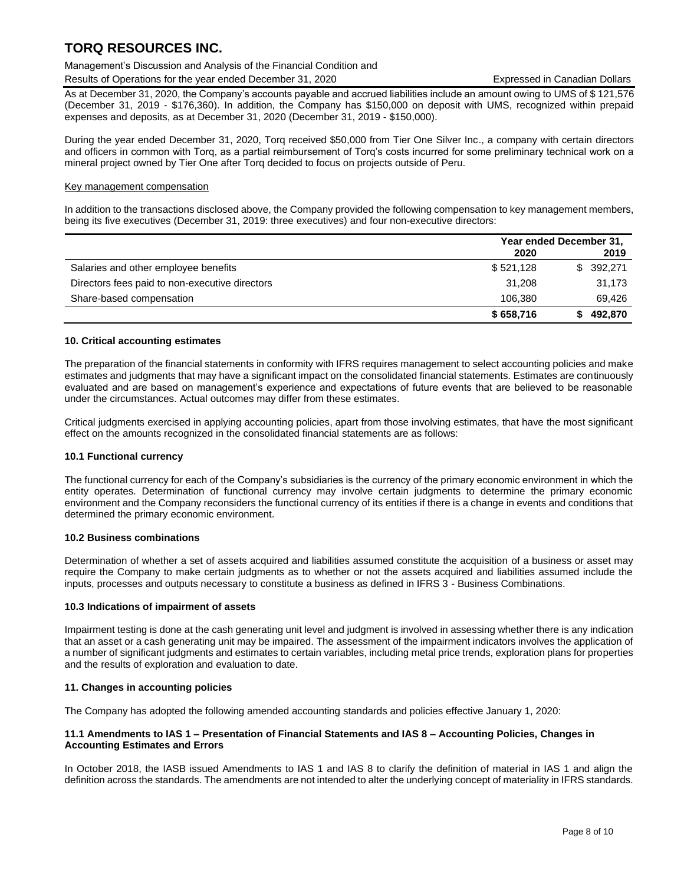As at December 31, 2020, the Company's accounts payable and accrued liabilities include an amount owing to UMS of $ 121,576 (December 31, 2019 - $176,360). In addition, the Company has $150,000 on deposit with UMS, recognized within prepaid expenses and deposits, as at December 31, 2020 (December 31, 2019 - $150,000).

During the year ended December 31, 2020, Torq received $50,000 from Tier One Silver Inc., a company with certain directors and officers in common with Torq, as a partial reimbursement of Torq's costs incurred for some preliminary technical work on a mineral project owned by Tier One after Torq decided to focus on projects outside of Peru.

Key management compensation

In addition to the transactions disclosed above, the Company provided the following compensation to key management members, being its five executives (December 31, 2019: three executives) and four non-executive directors:

| | Year ended December 31, | |
|---|---|---|
| | 2020 | 2019 |
| Salaries and other employee benefits | $ 521,128 | $ 392,271 |
| Directors fees paid to non-executive directors | 31,208 | 31,173 |
| Share-based compensation | 106,380 | 69,426 |
| | **$ 658,716** | **$ 492,870** |

## 10. Critical accounting estimates

The preparation of the financial statements in conformity with IFRS requires management to select accounting policies and make estimates and judgments that may have a significant impact on the consolidated financial statements. Estimates are continuously evaluated and are based on management's experience and expectations of future events that are believed to be reasonable under the circumstances. Actual outcomes may differ from these estimates.

Critical judgments exercised in applying accounting policies, apart from those involving estimates, that have the most significant effect on the amounts recognized in the consolidated financial statements are as follows:

### 10.1 Functional currency

The functional currency for each of the Company's subsidiaries is the currency of the primary economic environment in which the entity operates. Determination of functional currency may involve certain judgments to determine the primary economic environment and the Company reconsiders the functional currency of its entities if there is a change in events and conditions that determined the primary economic environment.

### 10.2 Business combinations

Determination of whether a set of assets acquired and liabilities assumed constitute the acquisition of a business or asset may require the Company to make certain judgments as to whether or not the assets acquired and liabilities assumed include the inputs, processes and outputs necessary to constitute a business as defined in IFRS 3 - Business Combinations.

### 10.3 Indications of impairment of assets

Impairment testing is done at the cash generating unit level and judgment is involved in assessing whether there is any indication that an asset or a cash generating unit may be impaired. The assessment of the impairment indicators involves the application of a number of significant judgments and estimates to certain variables, including metal price trends, exploration plans for properties and the results of exploration and evaluation to date.

## 11. Changes in accounting policies

The Company has adopted the following amended accounting standards and policies effective January 1, 2020:

### 11.1 Amendments to IAS 1 – Presentation of Financial Statements and IAS 8 – Accounting Policies, Changes in Accounting Estimates and Errors

In October 2018, the IASB issued Amendments to IAS 1 and IAS 8 to clarify the definition of material in IAS 1 and align the definition across the standards. The amendments are not intended to alter the underlying concept of materiality in IFRS standards.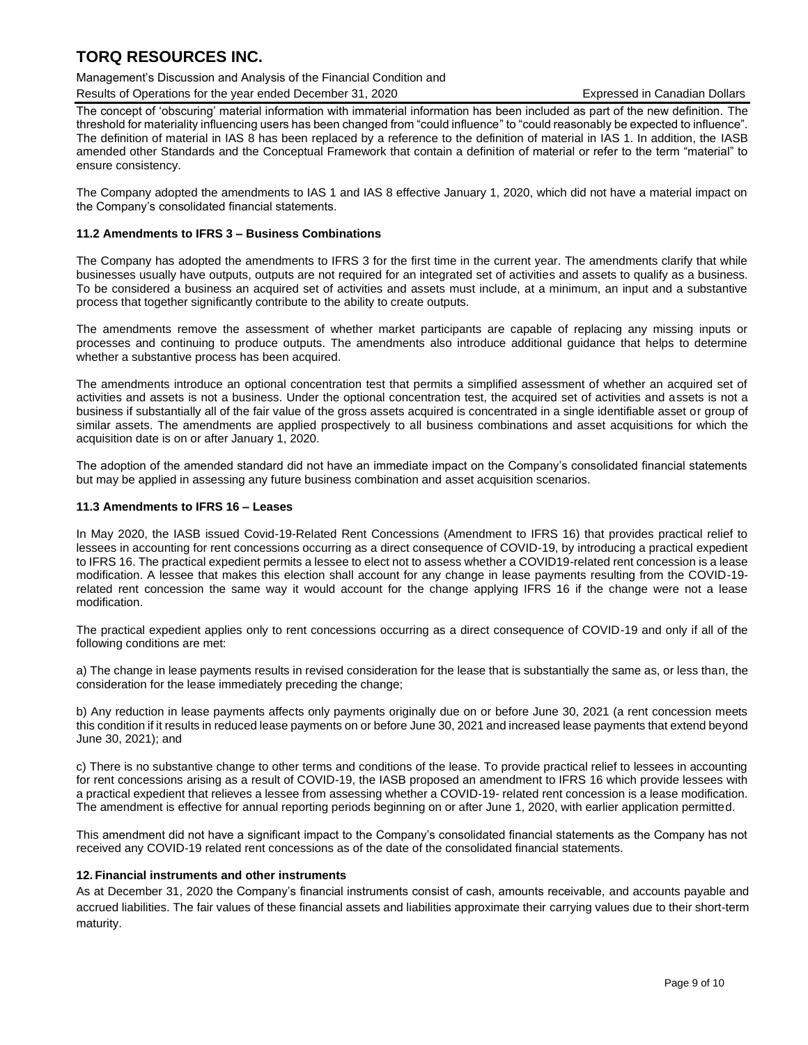The concept of 'obscuring' material information with immaterial information has been included as part of the new definition. The threshold for materiality influencing users has been changed from "could influence" to "could reasonably be expected to influence". The definition of material in IAS 8 has been replaced by a reference to the definition of material in IAS 1. In addition, the IASB amended other Standards and the Conceptual Framework that contain a definition of material or refer to the term "material" to ensure consistency.

The Company adopted the amendments to IAS 1 and IAS 8 effective January 1, 2020, which did not have a material impact on the Company's consolidated financial statements.

### 11.2 Amendments to IFRS 3 – Business Combinations

The Company has adopted the amendments to IFRS 3 for the first time in the current year. The amendments clarify that while businesses usually have outputs, outputs are not required for an integrated set of activities and assets to qualify as a business. To be considered a business an acquired set of activities and assets must include, at a minimum, an input and a substantive process that together significantly contribute to the ability to create outputs.

The amendments remove the assessment of whether market participants are capable of replacing any missing inputs or processes and continuing to produce outputs. The amendments also introduce additional guidance that helps to determine whether a substantive process has been acquired.

The amendments introduce an optional concentration test that permits a simplified assessment of whether an acquired set of activities and assets is not a business. Under the optional concentration test, the acquired set of activities and assets is not a business if substantially all of the fair value of the gross assets acquired is concentrated in a single identifiable asset or group of similar assets. The amendments are applied prospectively to all business combinations and asset acquisitions for which the acquisition date is on or after January 1, 2020.

The adoption of the amended standard did not have an immediate impact on the Company's consolidated financial statements but may be applied in assessing any future business combination and asset acquisition scenarios.

### 11.3 Amendments to IFRS 16 – Leases

In May 2020, the IASB issued Covid-19-Related Rent Concessions (Amendment to IFRS 16) that provides practical relief to lessees in accounting for rent concessions occurring as a direct consequence of COVID-19, by introducing a practical expedient to IFRS 16. The practical expedient permits a lessee to elect not to assess whether a COVID19-related rent concession is a lease modification. A lessee that makes this election shall account for any change in lease payments resulting from the COVID-19-related rent concession the same way it would account for the change applying IFRS 16 if the change were not a lease modification.

The practical expedient applies only to rent concessions occurring as a direct consequence of COVID-19 and only if all of the following conditions are met:

a) The change in lease payments results in revised consideration for the lease that is substantially the same as, or less than, the consideration for the lease immediately preceding the change;

b) Any reduction in lease payments affects only payments originally due on or before June 30, 2021 (a rent concession meets this condition if it results in reduced lease payments on or before June 30, 2021 and increased lease payments that extend beyond June 30, 2021); and

c) There is no substantive change to other terms and conditions of the lease. To provide practical relief to lessees in accounting for rent concessions arising as a result of COVID-19, the IASB proposed an amendment to IFRS 16 which provide lessees with a practical expedient that relieves a lessee from assessing whether a COVID-19- related rent concession is a lease modification. The amendment is effective for annual reporting periods beginning on or after June 1, 2020, with earlier application permitted.

This amendment did not have a significant impact to the Company's consolidated financial statements as the Company has not received any COVID-19 related rent concessions as of the date of the consolidated financial statements.

## 12. Financial instruments and other instruments

As at December 31, 2020 the Company's financial instruments consist of cash, amounts receivable, and accounts payable and accrued liabilities. The fair values of these financial assets and liabilities approximate their carrying values due to their short-term maturity.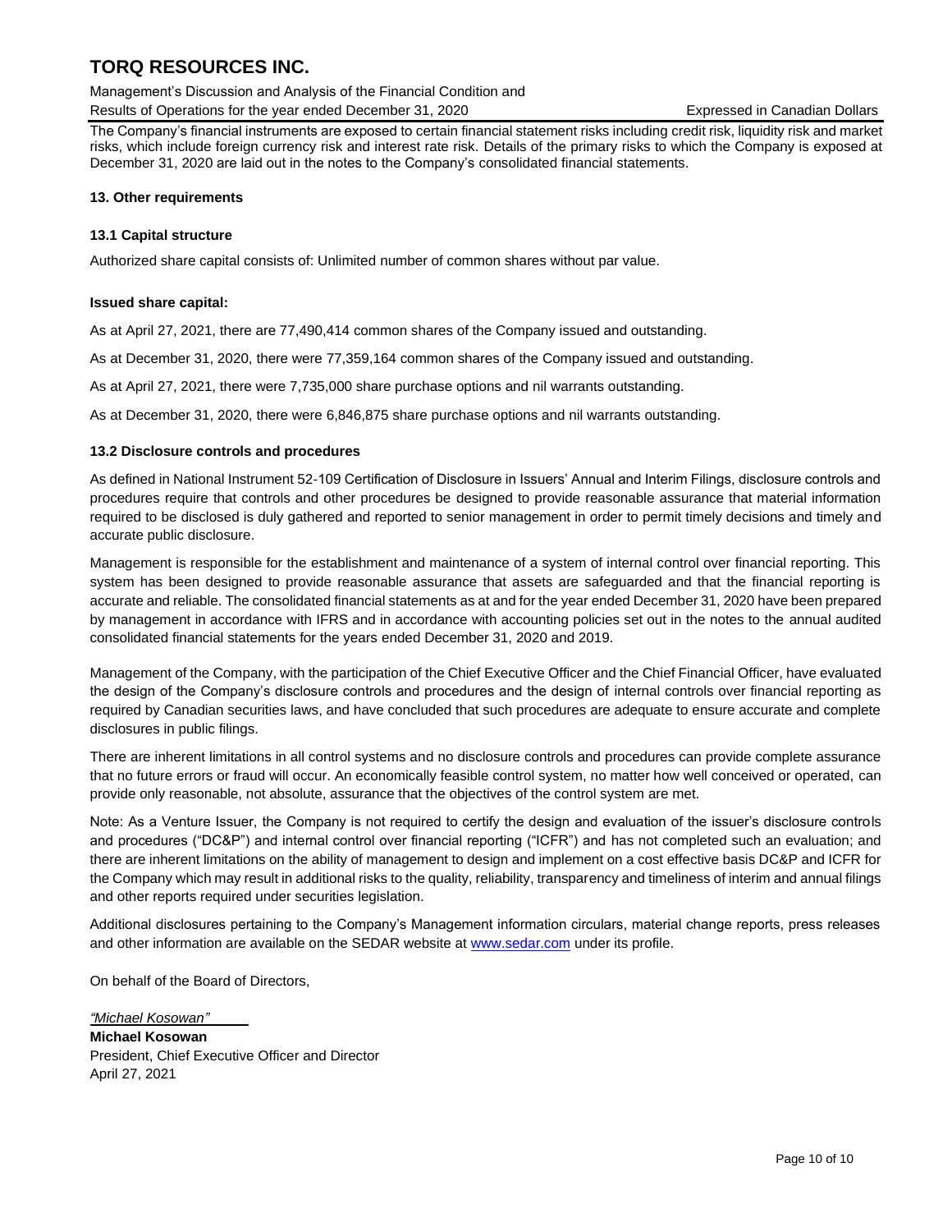The Company's financial instruments are exposed to certain financial statement risks including credit risk, liquidity risk and market risks, which include foreign currency risk and interest rate risk. Details of the primary risks to which the Company is exposed at December 31, 2020 are laid out in the notes to the Company's consolidated financial statements.

### 13. Other requirements

#### 13.1 Capital structure

Authorized share capital consists of: Unlimited number of common shares without par value.

**Issued share capital:**

As at April 27, 2021, there are 77,490,414 common shares of the Company issued and outstanding.

As at December 31, 2020, there were 77,359,164 common shares of the Company issued and outstanding.

As at April 27, 2021, there were 7,735,000 share purchase options and nil warrants outstanding.

As at December 31, 2020, there were 6,846,875 share purchase options and nil warrants outstanding.

#### 13.2 Disclosure controls and procedures

As defined in National Instrument 52-109 Certification of Disclosure in Issuers' Annual and Interim Filings, disclosure controls and procedures require that controls and other procedures be designed to provide reasonable assurance that material information required to be disclosed is duly gathered and reported to senior management in order to permit timely decisions and timely and accurate public disclosure.

Management is responsible for the establishment and maintenance of a system of internal control over financial reporting. This system has been designed to provide reasonable assurance that assets are safeguarded and that the financial reporting is accurate and reliable. The consolidated financial statements as at and for the year ended December 31, 2020 have been prepared by management in accordance with IFRS and in accordance with accounting policies set out in the notes to the annual audited consolidated financial statements for the years ended December 31, 2020 and 2019.

Management of the Company, with the participation of the Chief Executive Officer and the Chief Financial Officer, have evaluated the design of the Company's disclosure controls and procedures and the design of internal controls over financial reporting as required by Canadian securities laws, and have concluded that such procedures are adequate to ensure accurate and complete disclosures in public filings.

There are inherent limitations in all control systems and no disclosure controls and procedures can provide complete assurance that no future errors or fraud will occur. An economically feasible control system, no matter how well conceived or operated, can provide only reasonable, not absolute, assurance that the objectives of the control system are met.

Note: As a Venture Issuer, the Company is not required to certify the design and evaluation of the issuer's disclosure controls and procedures ("DC&P") and internal control over financial reporting ("ICFR") and has not completed such an evaluation; and there are inherent limitations on the ability of management to design and implement on a cost effective basis DC&P and ICFR for the Company which may result in additional risks to the quality, reliability, transparency and timeliness of interim and annual filings and other reports required under securities legislation.

Additional disclosures pertaining to the Company's Management information circulars, material change reports, press releases and other information are available on the SEDAR website at www.sedar.com under its profile.

On behalf of the Board of Directors,

*"Michael Kosowan"*

**Michael Kosowan**
President, Chief Executive Officer and Director
April 27, 2021